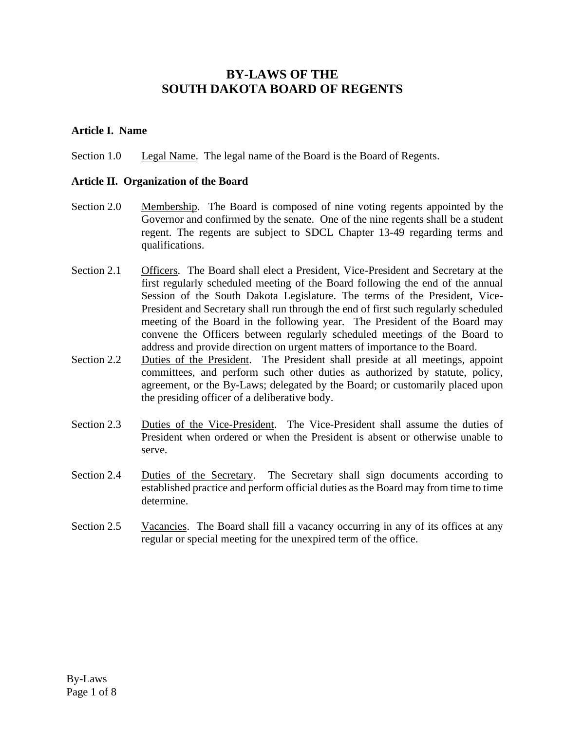# BY-LAWS OF THE SOUTH DAKOTA BOARD OF REGENTS

**Article I. Name**

Section 1.0 Legal Name. The legal name of the Board is the Board of Regents.

**Article II. Organization of the Board**

Section 2.0 Membership. The Board is composed of nine voting regents appointed by the Governor and confirmed by the senate. One of the nine regents shall be a student regent. The regents are subject to SDCL Chapter 13-49 regarding terms and qualifications.

Section 2.1 Officers. The Board shall elect a President, Vice-President and Secretary at the first regularly scheduled meeting of the Board following the end of the annual Session of the South Dakota Legislature. The terms of the President, Vice-President and Secretary shall run through the end of first such regularly scheduled meeting of the Board in the following year. The President of the Board may convene the Officers between regularly scheduled meetings of the Board to address and provide direction on urgent matters of importance to the Board.

Section 2.2 Duties of the President. The President shall preside at all meetings, appoint committees, and perform such other duties as authorized by statute, policy, agreement, or the By-Laws; delegated by the Board; or customarily placed upon the presiding officer of a deliberative body.

Section 2.3 Duties of the Vice-President. The Vice-President shall assume the duties of President when ordered or when the President is absent or otherwise unable to serve.

Section 2.4 Duties of the Secretary. The Secretary shall sign documents according to established practice and perform official duties as the Board may from time to time determine.

Section 2.5 Vacancies. The Board shall fill a vacancy occurring in any of its offices at any regular or special meeting for the unexpired term of the office.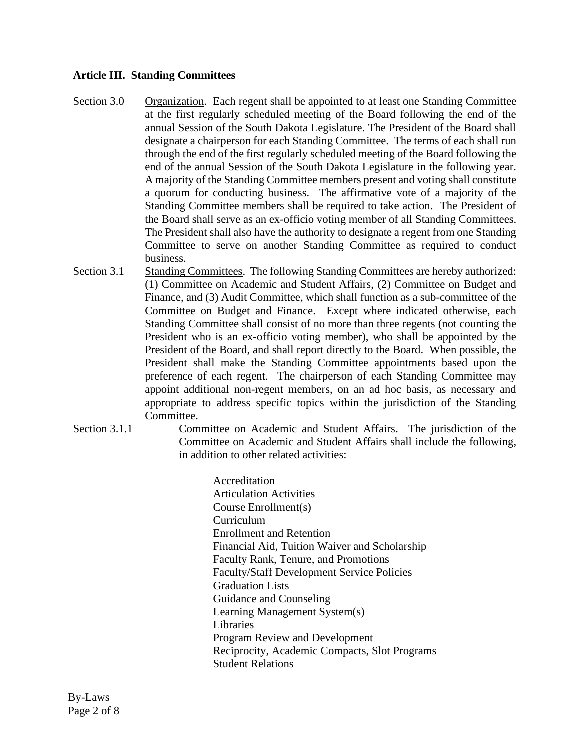## Article III. Standing Committees

Section 3.0 Organization. Each regent shall be appointed to at least one Standing Committee at the first regularly scheduled meeting of the Board following the end of the annual Session of the South Dakota Legislature. The President of the Board shall designate a chairperson for each Standing Committee. The terms of each shall run through the end of the first regularly scheduled meeting of the Board following the end of the annual Session of the South Dakota Legislature in the following year. A majority of the Standing Committee members present and voting shall constitute a quorum for conducting business. The affirmative vote of a majority of the Standing Committee members shall be required to take action. The President of the Board shall serve as an ex-officio voting member of all Standing Committees. The President shall also have the authority to designate a regent from one Standing Committee to serve on another Standing Committee as required to conduct business.

Section 3.1 Standing Committees. The following Standing Committees are hereby authorized: (1) Committee on Academic and Student Affairs, (2) Committee on Budget and Finance, and (3) Audit Committee, which shall function as a sub-committee of the Committee on Budget and Finance. Except where indicated otherwise, each Standing Committee shall consist of no more than three regents (not counting the President who is an ex-officio voting member), who shall be appointed by the President of the Board, and shall report directly to the Board. When possible, the President shall make the Standing Committee appointments based upon the preference of each regent. The chairperson of each Standing Committee may appoint additional non-regent members, on an ad hoc basis, as necessary and appropriate to address specific topics within the jurisdiction of the Standing Committee.

Section 3.1.1 Committee on Academic and Student Affairs. The jurisdiction of the Committee on Academic and Student Affairs shall include the following, in addition to other related activities:

- Accreditation
- Articulation Activities
- Course Enrollment(s)
- Curriculum
- Enrollment and Retention
- Financial Aid, Tuition Waiver and Scholarship
- Faculty Rank, Tenure, and Promotions
- Faculty/Staff Development Service Policies
- Graduation Lists
- Guidance and Counseling
- Learning Management System(s)
- Libraries
- Program Review and Development
- Reciprocity, Academic Compacts, Slot Programs
- Student Relations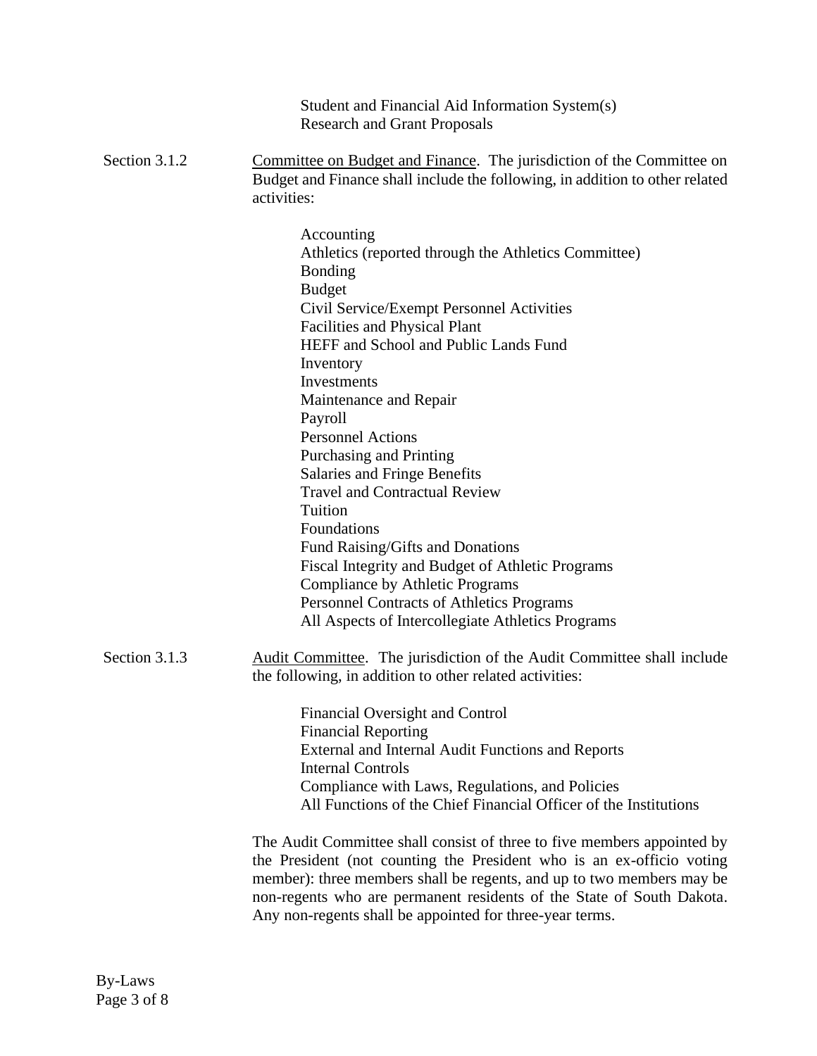Student and Financial Aid Information System(s)
Research and Grant Proposals

Section 3.1.2 <u>Committee on Budget and Finance</u>. The jurisdiction of the Committee on Budget and Finance shall include the following, in addition to other related activities:

Accounting
Athletics (reported through the Athletics Committee)
Bonding
Budget
Civil Service/Exempt Personnel Activities
Facilities and Physical Plant
HEFF and School and Public Lands Fund
Inventory
Investments
Maintenance and Repair
Payroll
Personnel Actions
Purchasing and Printing
Salaries and Fringe Benefits
Travel and Contractual Review
Tuition
Foundations
Fund Raising/Gifts and Donations
Fiscal Integrity and Budget of Athletic Programs
Compliance by Athletic Programs
Personnel Contracts of Athletics Programs
All Aspects of Intercollegiate Athletics Programs

Section 3.1.3 <u>Audit Committee</u>. The jurisdiction of the Audit Committee shall include the following, in addition to other related activities:

Financial Oversight and Control
Financial Reporting
External and Internal Audit Functions and Reports
Internal Controls
Compliance with Laws, Regulations, and Policies
All Functions of the Chief Financial Officer of the Institutions

The Audit Committee shall consist of three to five members appointed by the President (not counting the President who is an ex-officio voting member): three members shall be regents, and up to two members may be non-regents who are permanent residents of the State of South Dakota. Any non-regents shall be appointed for three-year terms.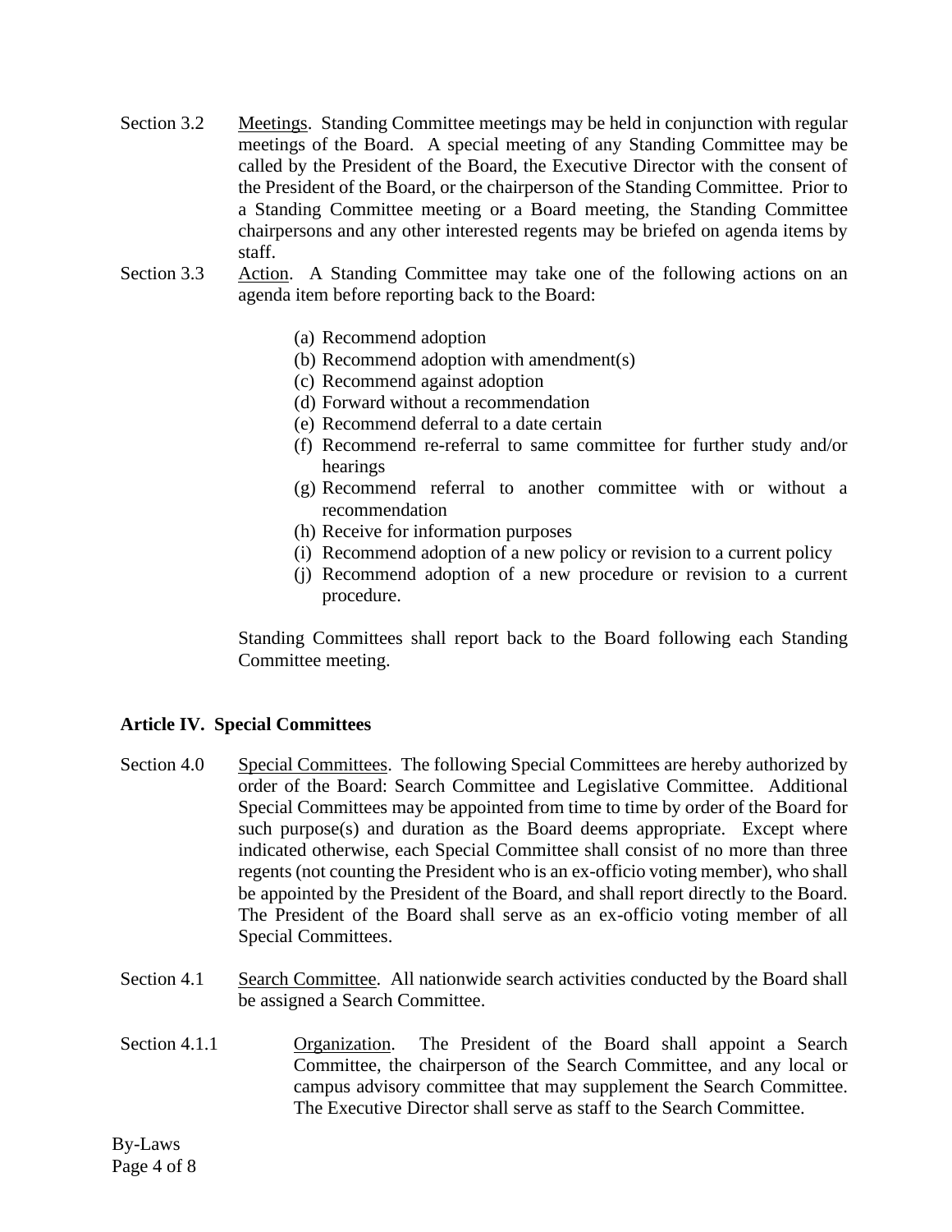Section 3.2 Meetings. Standing Committee meetings may be held in conjunction with regular meetings of the Board. A special meeting of any Standing Committee may be called by the President of the Board, the Executive Director with the consent of the President of the Board, or the chairperson of the Standing Committee. Prior to a Standing Committee meeting or a Board meeting, the Standing Committee chairpersons and any other interested regents may be briefed on agenda items by staff.

Section 3.3 Action. A Standing Committee may take one of the following actions on an agenda item before reporting back to the Board:

(a) Recommend adoption
(b) Recommend adoption with amendment(s)
(c) Recommend against adoption
(d) Forward without a recommendation
(e) Recommend deferral to a date certain
(f) Recommend re-referral to same committee for further study and/or hearings
(g) Recommend referral to another committee with or without a recommendation
(h) Receive for information purposes
(i) Recommend adoption of a new policy or revision to a current policy
(j) Recommend adoption of a new procedure or revision to a current procedure.

Standing Committees shall report back to the Board following each Standing Committee meeting.

## Article IV. Special Committees

Section 4.0 Special Committees. The following Special Committees are hereby authorized by order of the Board: Search Committee and Legislative Committee. Additional Special Committees may be appointed from time to time by order of the Board for such purpose(s) and duration as the Board deems appropriate. Except where indicated otherwise, each Special Committee shall consist of no more than three regents (not counting the President who is an ex-officio voting member), who shall be appointed by the President of the Board, and shall report directly to the Board. The President of the Board shall serve as an ex-officio voting member of all Special Committees.

Section 4.1 Search Committee. All nationwide search activities conducted by the Board shall be assigned a Search Committee.

Section 4.1.1 Organization. The President of the Board shall appoint a Search Committee, the chairperson of the Search Committee, and any local or campus advisory committee that may supplement the Search Committee. The Executive Director shall serve as staff to the Search Committee.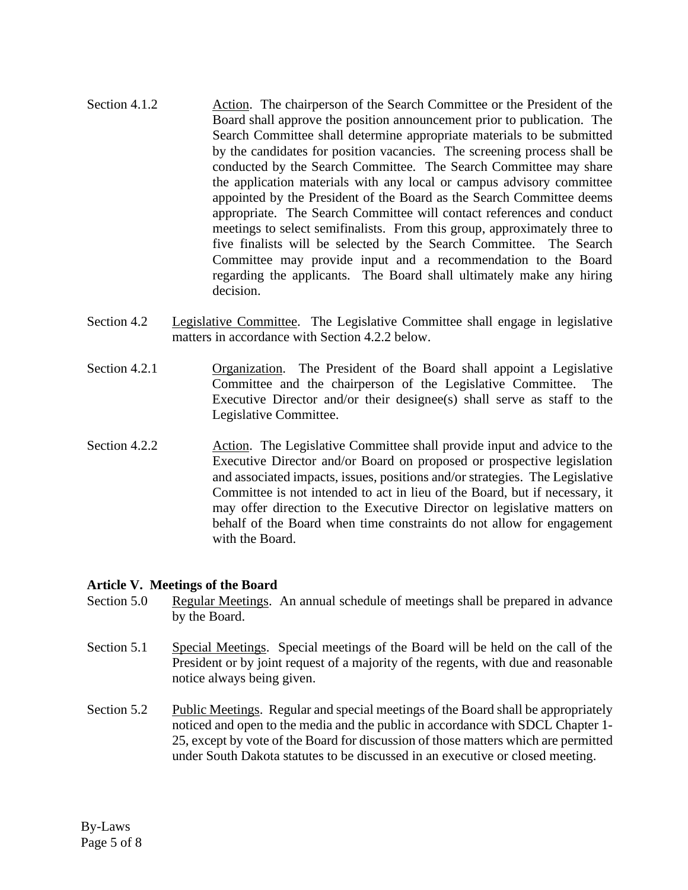Section 4.1.2 Action. The chairperson of the Search Committee or the President of the Board shall approve the position announcement prior to publication. The Search Committee shall determine appropriate materials to be submitted by the candidates for position vacancies. The screening process shall be conducted by the Search Committee. The Search Committee may share the application materials with any local or campus advisory committee appointed by the President of the Board as the Search Committee deems appropriate. The Search Committee will contact references and conduct meetings to select semifinalists. From this group, approximately three to five finalists will be selected by the Search Committee. The Search Committee may provide input and a recommendation to the Board regarding the applicants. The Board shall ultimately make any hiring decision.

Section 4.2 Legislative Committee. The Legislative Committee shall engage in legislative matters in accordance with Section 4.2.2 below.

Section 4.2.1 Organization. The President of the Board shall appoint a Legislative Committee and the chairperson of the Legislative Committee. The Executive Director and/or their designee(s) shall serve as staff to the Legislative Committee.

Section 4.2.2 Action. The Legislative Committee shall provide input and advice to the Executive Director and/or Board on proposed or prospective legislation and associated impacts, issues, positions and/or strategies. The Legislative Committee is not intended to act in lieu of the Board, but if necessary, it may offer direction to the Executive Director on legislative matters on behalf of the Board when time constraints do not allow for engagement with the Board.

**Article V. Meetings of the Board**

Section 5.0 Regular Meetings. An annual schedule of meetings shall be prepared in advance by the Board.

Section 5.1 Special Meetings. Special meetings of the Board will be held on the call of the President or by joint request of a majority of the regents, with due and reasonable notice always being given.

Section 5.2 Public Meetings. Regular and special meetings of the Board shall be appropriately noticed and open to the media and the public in accordance with SDCL Chapter 1-25, except by vote of the Board for discussion of those matters which are permitted under South Dakota statutes to be discussed in an executive or closed meeting.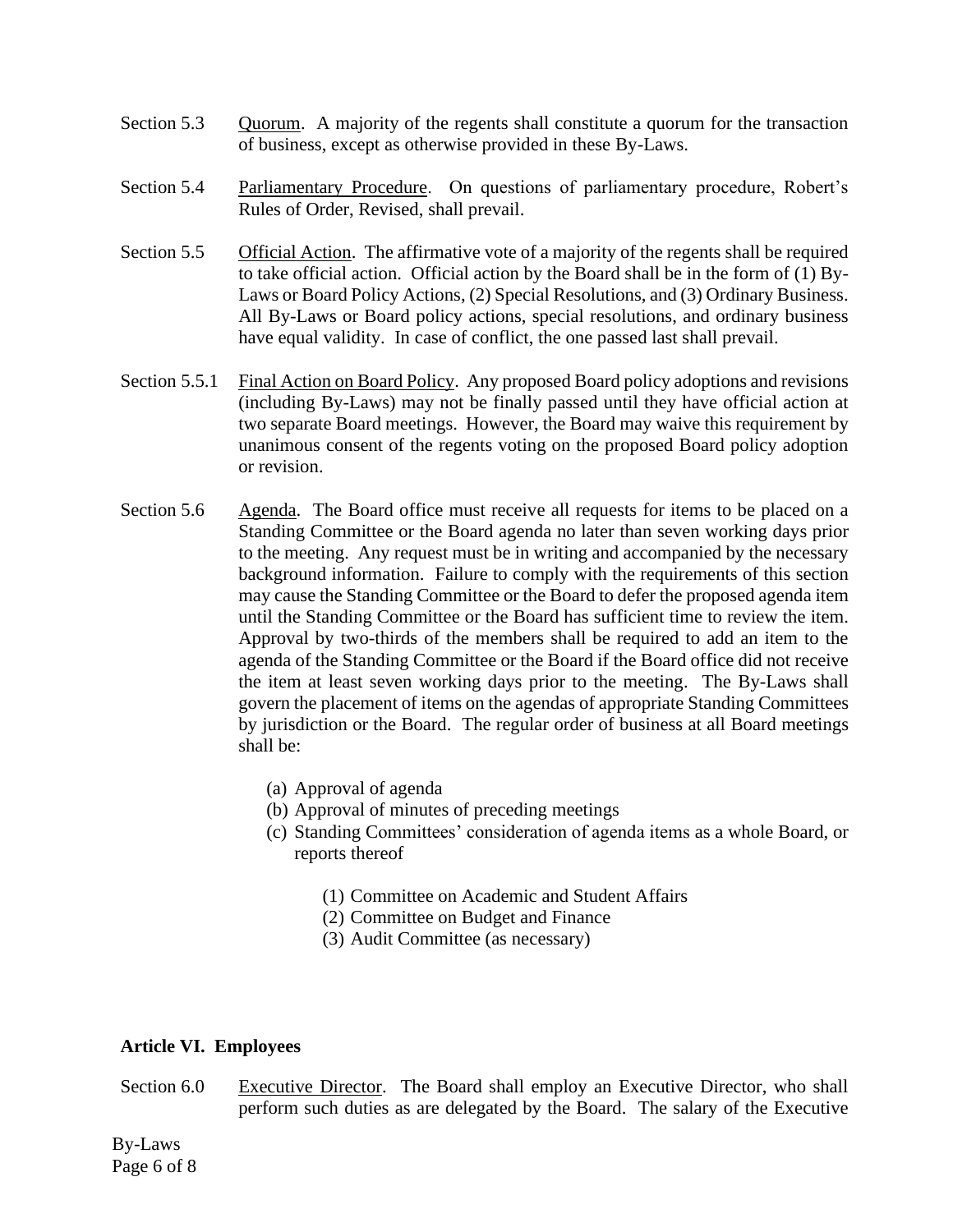Section 5.3 Quorum. A majority of the regents shall constitute a quorum for the transaction of business, except as otherwise provided in these By-Laws.

Section 5.4 Parliamentary Procedure. On questions of parliamentary procedure, Robert's Rules of Order, Revised, shall prevail.

Section 5.5 Official Action. The affirmative vote of a majority of the regents shall be required to take official action. Official action by the Board shall be in the form of (1) By-Laws or Board Policy Actions, (2) Special Resolutions, and (3) Ordinary Business. All By-Laws or Board policy actions, special resolutions, and ordinary business have equal validity. In case of conflict, the one passed last shall prevail.

Section 5.5.1 Final Action on Board Policy. Any proposed Board policy adoptions and revisions (including By-Laws) may not be finally passed until they have official action at two separate Board meetings. However, the Board may waive this requirement by unanimous consent of the regents voting on the proposed Board policy adoption or revision.

Section 5.6 Agenda. The Board office must receive all requests for items to be placed on a Standing Committee or the Board agenda no later than seven working days prior to the meeting. Any request must be in writing and accompanied by the necessary background information. Failure to comply with the requirements of this section may cause the Standing Committee or the Board to defer the proposed agenda item until the Standing Committee or the Board has sufficient time to review the item. Approval by two-thirds of the members shall be required to add an item to the agenda of the Standing Committee or the Board if the Board office did not receive the item at least seven working days prior to the meeting. The By-Laws shall govern the placement of items on the agendas of appropriate Standing Committees by jurisdiction or the Board. The regular order of business at all Board meetings shall be:

(a) Approval of agenda
(b) Approval of minutes of preceding meetings
(c) Standing Committees' consideration of agenda items as a whole Board, or reports thereof

   (1) Committee on Academic and Student Affairs
   (2) Committee on Budget and Finance
   (3) Audit Committee (as necessary)

**Article VI. Employees**

Section 6.0 Executive Director. The Board shall employ an Executive Director, who shall perform such duties as are delegated by the Board. The salary of the Executive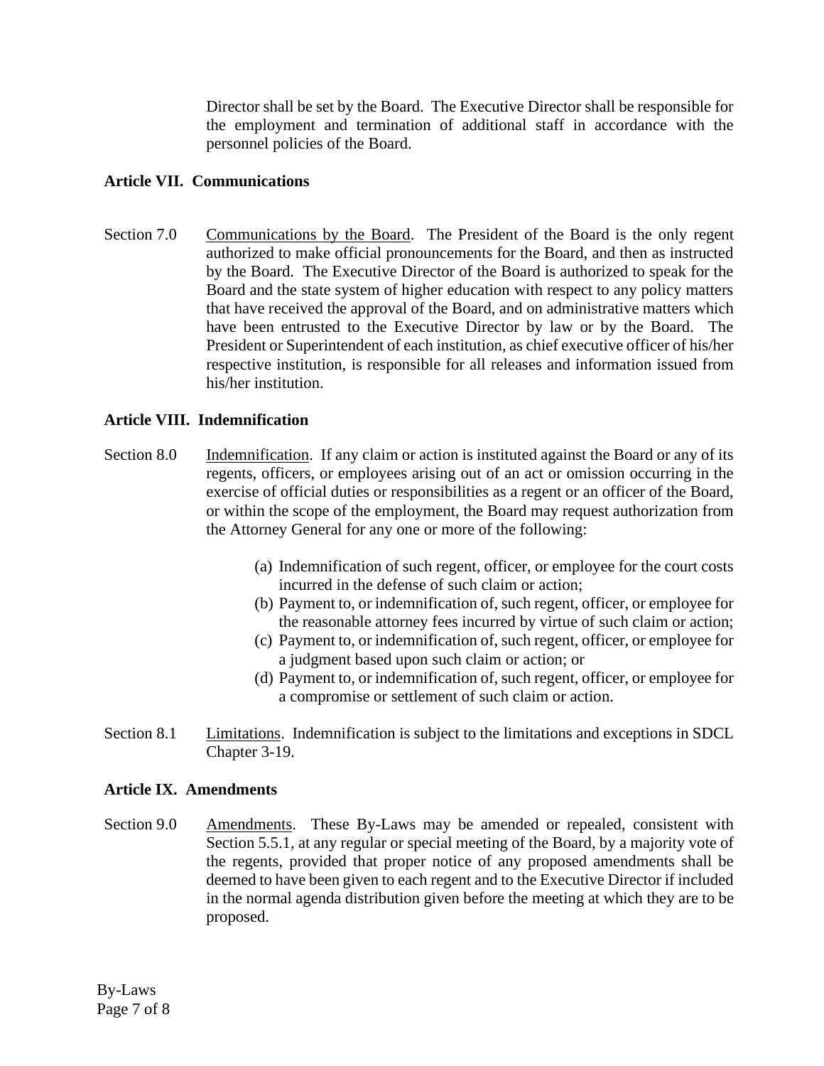Director shall be set by the Board. The Executive Director shall be responsible for the employment and termination of additional staff in accordance with the personnel policies of the Board.

**Article VII. Communications**

Section 7.0 Communications by the Board. The President of the Board is the only regent authorized to make official pronouncements for the Board, and then as instructed by the Board. The Executive Director of the Board is authorized to speak for the Board and the state system of higher education with respect to any policy matters that have received the approval of the Board, and on administrative matters which have been entrusted to the Executive Director by law or by the Board. The President or Superintendent of each institution, as chief executive officer of his/her respective institution, is responsible for all releases and information issued from his/her institution.

**Article VIII. Indemnification**

Section 8.0 Indemnification. If any claim or action is instituted against the Board or any of its regents, officers, or employees arising out of an act or omission occurring in the exercise of official duties or responsibilities as a regent or an officer of the Board, or within the scope of the employment, the Board may request authorization from the Attorney General for any one or more of the following:

(a) Indemnification of such regent, officer, or employee for the court costs incurred in the defense of such claim or action;
(b) Payment to, or indemnification of, such regent, officer, or employee for the reasonable attorney fees incurred by virtue of such claim or action;
(c) Payment to, or indemnification of, such regent, officer, or employee for a judgment based upon such claim or action; or
(d) Payment to, or indemnification of, such regent, officer, or employee for a compromise or settlement of such claim or action.

Section 8.1 Limitations. Indemnification is subject to the limitations and exceptions in SDCL Chapter 3-19.

**Article IX. Amendments**

Section 9.0 Amendments. These By-Laws may be amended or repealed, consistent with Section 5.5.1, at any regular or special meeting of the Board, by a majority vote of the regents, provided that proper notice of any proposed amendments shall be deemed to have been given to each regent and to the Executive Director if included in the normal agenda distribution given before the meeting at which they are to be proposed.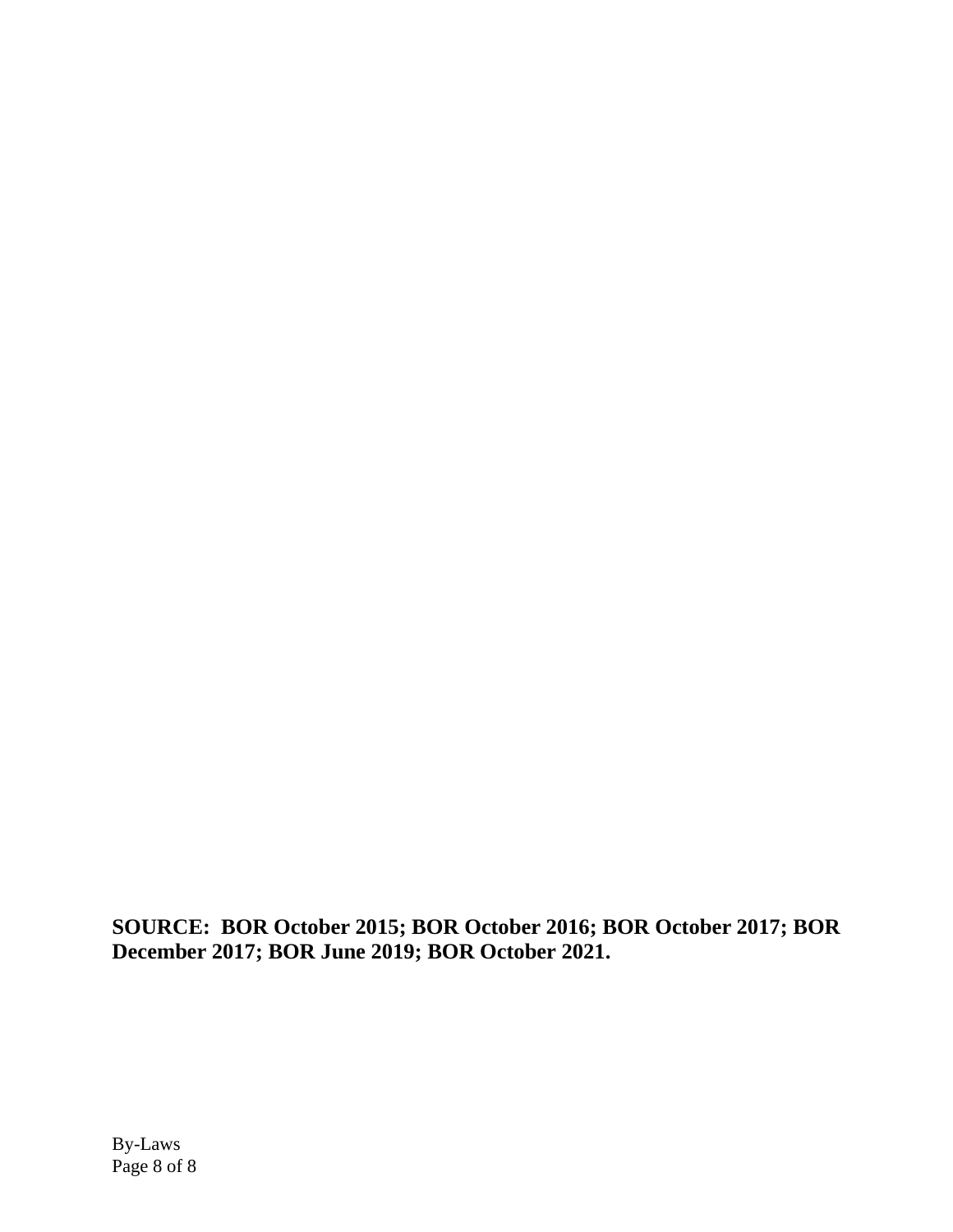**SOURCE: BOR October 2015; BOR October 2016; BOR October 2017; BOR December 2017; BOR June 2019; BOR October 2021.**